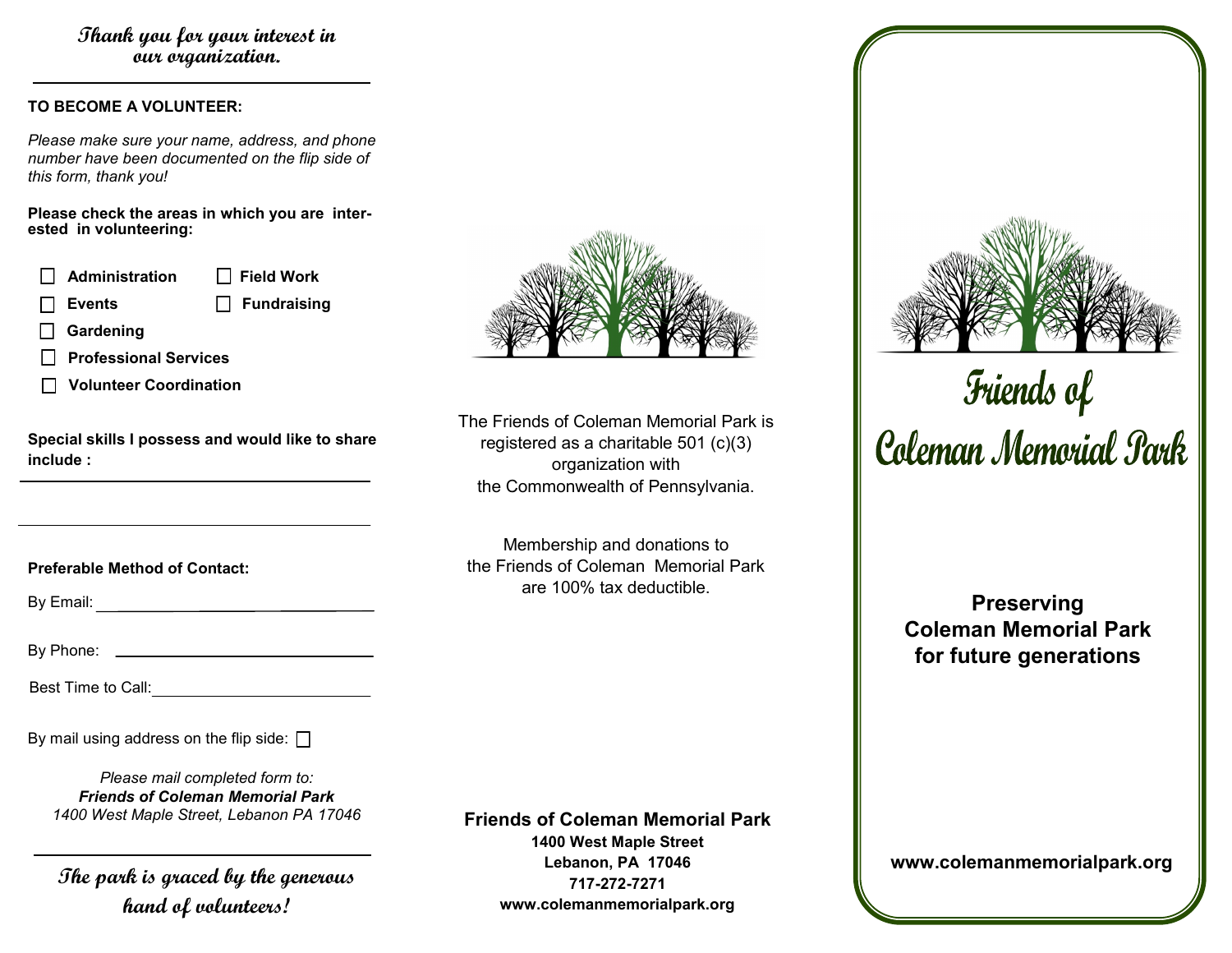**Thank you for your interest in our organization.**

---

**TO BECOME A VOLUNTEER:**

*Please make sure your name, address, and phone number have been documented on the flip side of this form, thank you!*

**Please check the areas in which you are interested in volunteering:**

- ☐ **Administration**
- ☐ **Field Work**
- ☐ **Events**
- ☐ **Fundraising**
- ☐ **Gardening**
- ☐ **Professional Services**
- ☐ **Volunteer Coordination**

**Special skills I possess and would like to share include :**

______________________________

______________________________

**Preferable Method of Contact:**

By Email: ______________________________

By Phone: ______________________________

Best Time to Call: ______________________________

By mail using address on the flip side: ☐

*Please mail completed form to:*
***Friends of Coleman Memorial Park***
*1400 West Maple Street, Lebanon PA 17046*

---

**The park is graced by the generous hand of volunteers!**

The Friends of Coleman Memorial Park is registered as a charitable 501 (c)(3) organization with the Commonwealth of Pennsylvania.

Membership and donations to the Friends of Coleman Memorial Park are 100% tax deductible.

**Friends of Coleman Memorial Park**
**1400 West Maple Street**
**Lebanon, PA 17046**
**717-272-7271**
**www.colemanmemorialpark.org**

# Friends of Coleman Memorial Park

## Preserving Coleman Memorial Park for future generations

**www.colemanmemorialpark.org**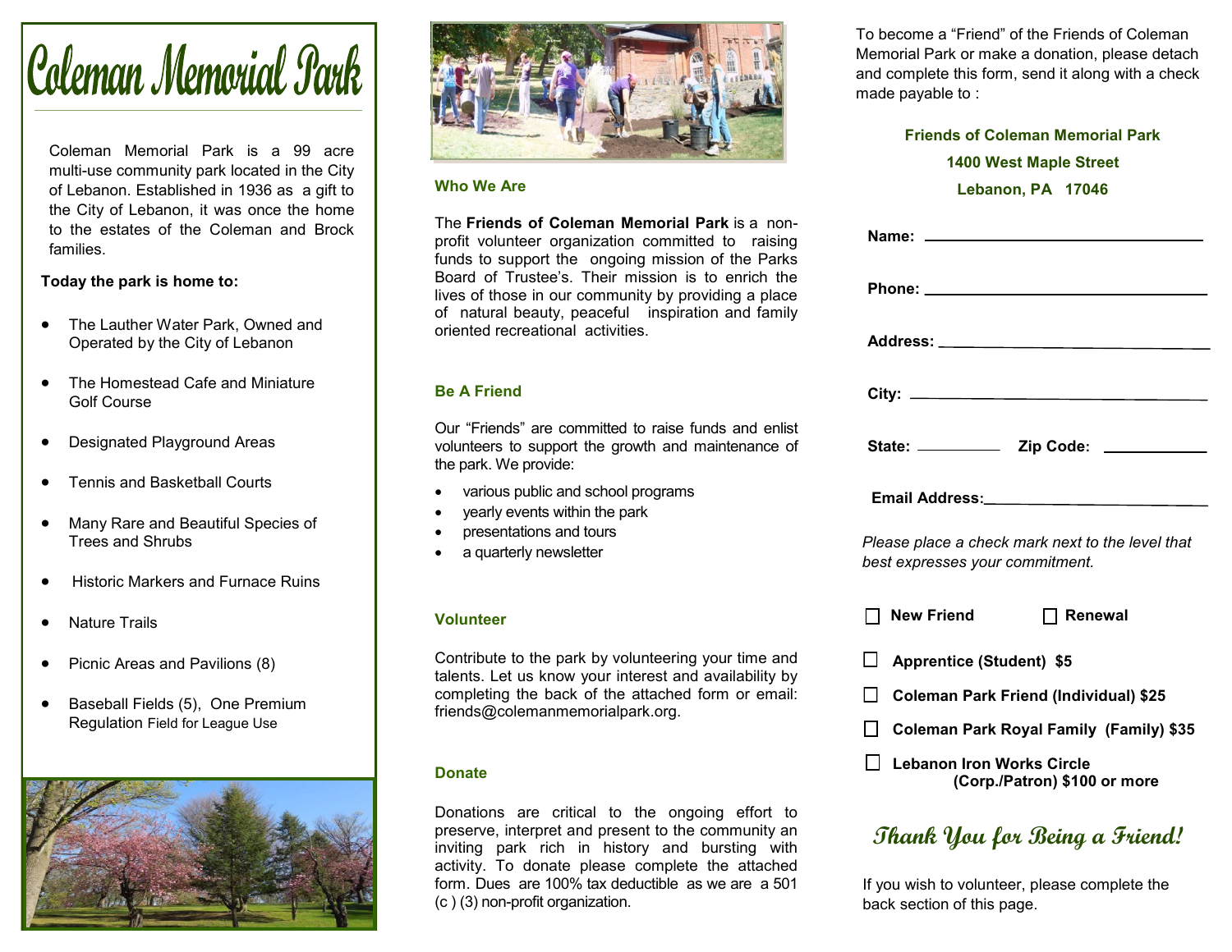# Coleman Memorial Park

Coleman Memorial Park is a 99 acre multi-use community park located in the City of Lebanon. Established in 1936 as a gift to the City of Lebanon, it was once the home to the estates of the Coleman and Brock families.

**Today the park is home to:**

- The Lauther Water Park, Owned and Operated by the City of Lebanon
- The Homestead Cafe and Miniature Golf Course
- Designated Playground Areas
- Tennis and Basketball Courts
- Many Rare and Beautiful Species of Trees and Shrubs
- Historic Markers and Furnace Ruins
- Nature Trails
- Picnic Areas and Pavilions (8)
- Baseball Fields (5), One Premium Regulation Field for League Use

### Who We Are

The **Friends of Coleman Memorial Park** is a non-profit volunteer organization committed to raising funds to support the ongoing mission of the Parks Board of Trustee's. Their mission is to enrich the lives of those in our community by providing a place of natural beauty, peaceful inspiration and family oriented recreational activities.

### Be A Friend

Our "Friends" are committed to raise funds and enlist volunteers to support the growth and maintenance of the park. We provide:

- various public and school programs
- yearly events within the park
- presentations and tours
- a quarterly newsletter

### Volunteer

Contribute to the park by volunteering your time and talents. Let us know your interest and availability by completing the back of the attached form or email: friends@colemanmemorialpark.org.

### Donate

Donations are critical to the ongoing effort to preserve, interpret and present to the community an inviting park rich in history and bursting with activity. To donate please complete the attached form. Dues are 100% tax deductible as we are a 501 (c ) (3) non-profit organization.

To become a "Friend" of the Friends of Coleman Memorial Park or make a donation, please detach and complete this form, send it along with a check made payable to :

**Friends of Coleman Memorial Park**
**1400 West Maple Street**
**Lebanon, PA 17046**

**Name:** ______________________________

**Phone:** ______________________________

**Address:** ______________________________

**City:** ______________________________

**State:** __________ **Zip Code:** __________

**Email Address:** ______________________________

*Please place a check mark next to the level that best expresses your commitment.*

☐ **New Friend** ☐ **Renewal**

☐ **Apprentice (Student) $5**

☐ **Coleman Park Friend (Individual) $25**

☐ **Coleman Park Royal Family (Family) $35**

☐ **Lebanon Iron Works Circle (Corp./Patron) $100 or more**

## Thank You for Being a Friend!

If you wish to volunteer, please complete the back section of this page.